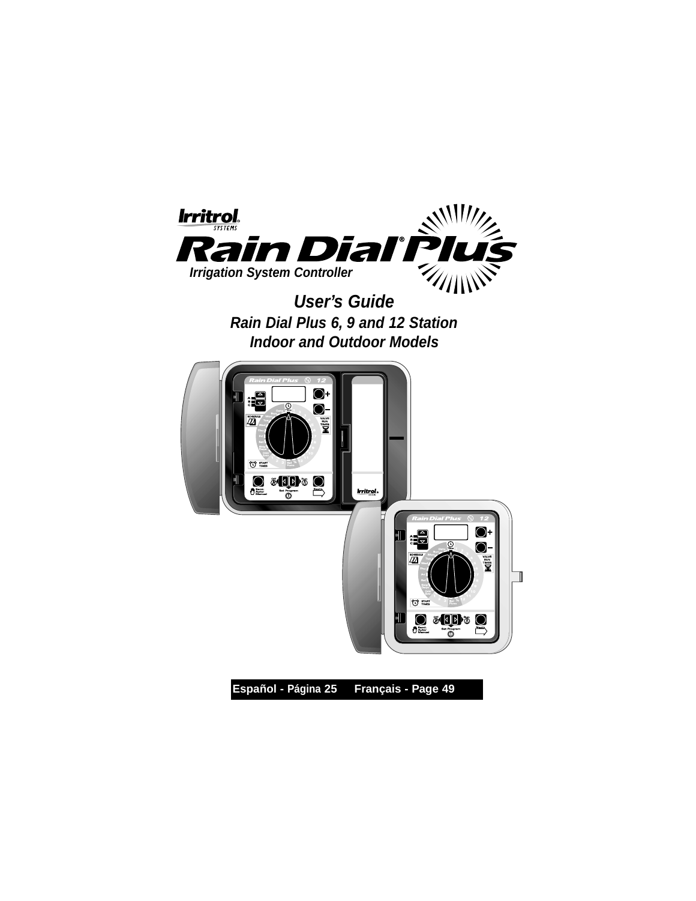Irritrol® SYSTEMS

# Rain Dial® Plus

Irrigation System Controller

## *User's Guide*

### *Rain Dial Plus 6, 9 and 12 Station Indoor and Outdoor Models*

**Español - Página 25  Français - Page 49**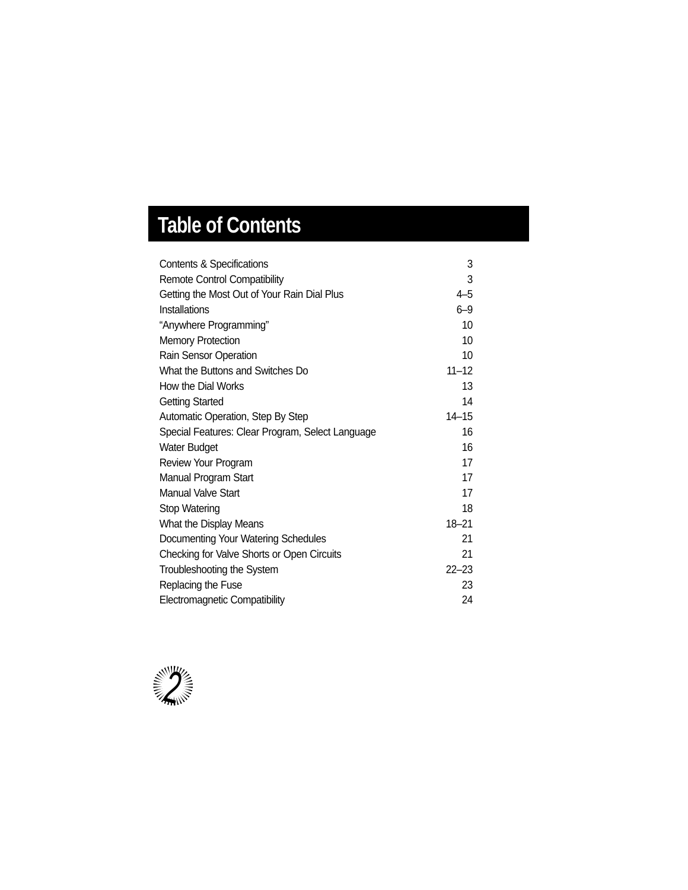# Table of Contents

| | |
|---|---|
| Contents & Specifications | 3 |
| Remote Control Compatibility | 3 |
| Getting the Most Out of Your Rain Dial Plus | 4–5 |
| Installations | 6–9 |
| “Anywhere Programming” | 10 |
| Memory Protection | 10 |
| Rain Sensor Operation | 10 |
| What the Buttons and Switches Do | 11–12 |
| How the Dial Works | 13 |
| Getting Started | 14 |
| Automatic Operation, Step By Step | 14–15 |
| Special Features: Clear Program, Select Language | 16 |
| Water Budget | 16 |
| Review Your Program | 17 |
| Manual Program Start | 17 |
| Manual Valve Start | 17 |
| Stop Watering | 18 |
| What the Display Means | 18–21 |
| Documenting Your Watering Schedules | 21 |
| Checking for Valve Shorts or Open Circuits | 21 |
| Troubleshooting the System | 22–23 |
| Replacing the Fuse | 23 |
| Electromagnetic Compatibility | 24 |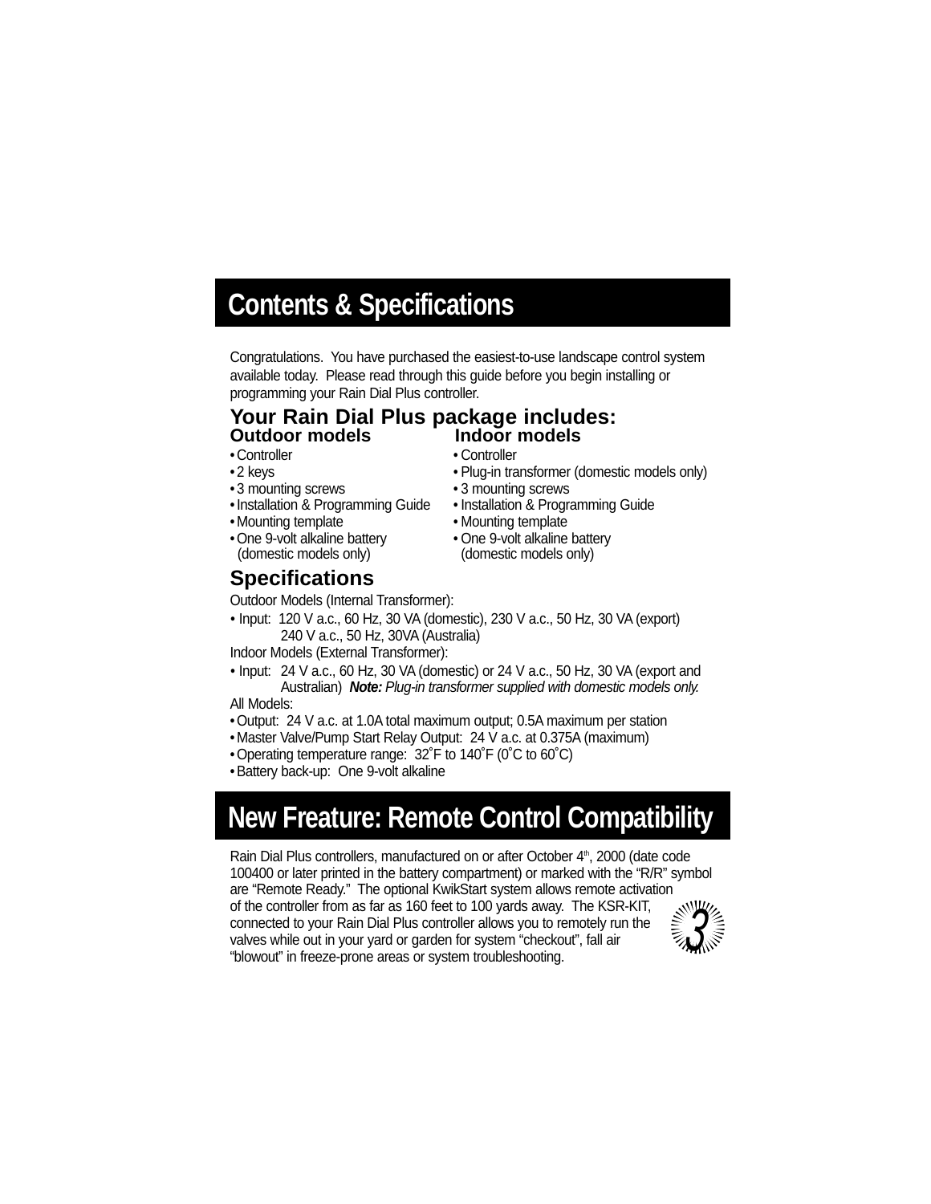# Contents & Specifications

Congratulations. You have purchased the easiest-to-use landscape control system available today. Please read through this guide before you begin installing or programming your Rain Dial Plus controller.

## Your Rain Dial Plus package includes:

### Outdoor models

- Controller
- 2 keys
- 3 mounting screws
- Installation & Programming Guide
- Mounting template
- One 9-volt alkaline battery (domestic models only)

### Indoor models

- Controller
- Plug-in transformer (domestic models only)
- 3 mounting screws
- Installation & Programming Guide
- Mounting template
- One 9-volt alkaline battery (domestic models only)

## Specifications

Outdoor Models (Internal Transformer):

- Input: 120 V a.c., 60 Hz, 30 VA (domestic), 230 V a.c., 50 Hz, 30 VA (export) 240 V a.c., 50 Hz, 30VA (Australia)

Indoor Models (External Transformer):

- Input: 24 V a.c., 60 Hz, 30 VA (domestic) or 24 V a.c., 50 Hz, 30 VA (export and Australian) ***Note:*** *Plug-in transformer supplied with domestic models only.*

All Models:

- Output: 24 V a.c. at 1.0A total maximum output; 0.5A maximum per station
- Master Valve/Pump Start Relay Output: 24 V a.c. at 0.375A (maximum)
- Operating temperature range: 32˚F to 140˚F (0˚C to 60˚C)
- Battery back-up: One 9-volt alkaline

# New Freature: Remote Control Compatibility

Rain Dial Plus controllers, manufactured on or after October 4th, 2000 (date code 100400 or later printed in the battery compartment) or marked with the “R/R” symbol are “Remote Ready.” The optional KwikStart system allows remote activation of the controller from as far as 160 feet to 100 yards away. The KSR-KIT, connected to your Rain Dial Plus controller allows you to remotely run the valves while out in your yard or garden for system “checkout”, fall air “blowout” in freeze-prone areas or system troubleshooting.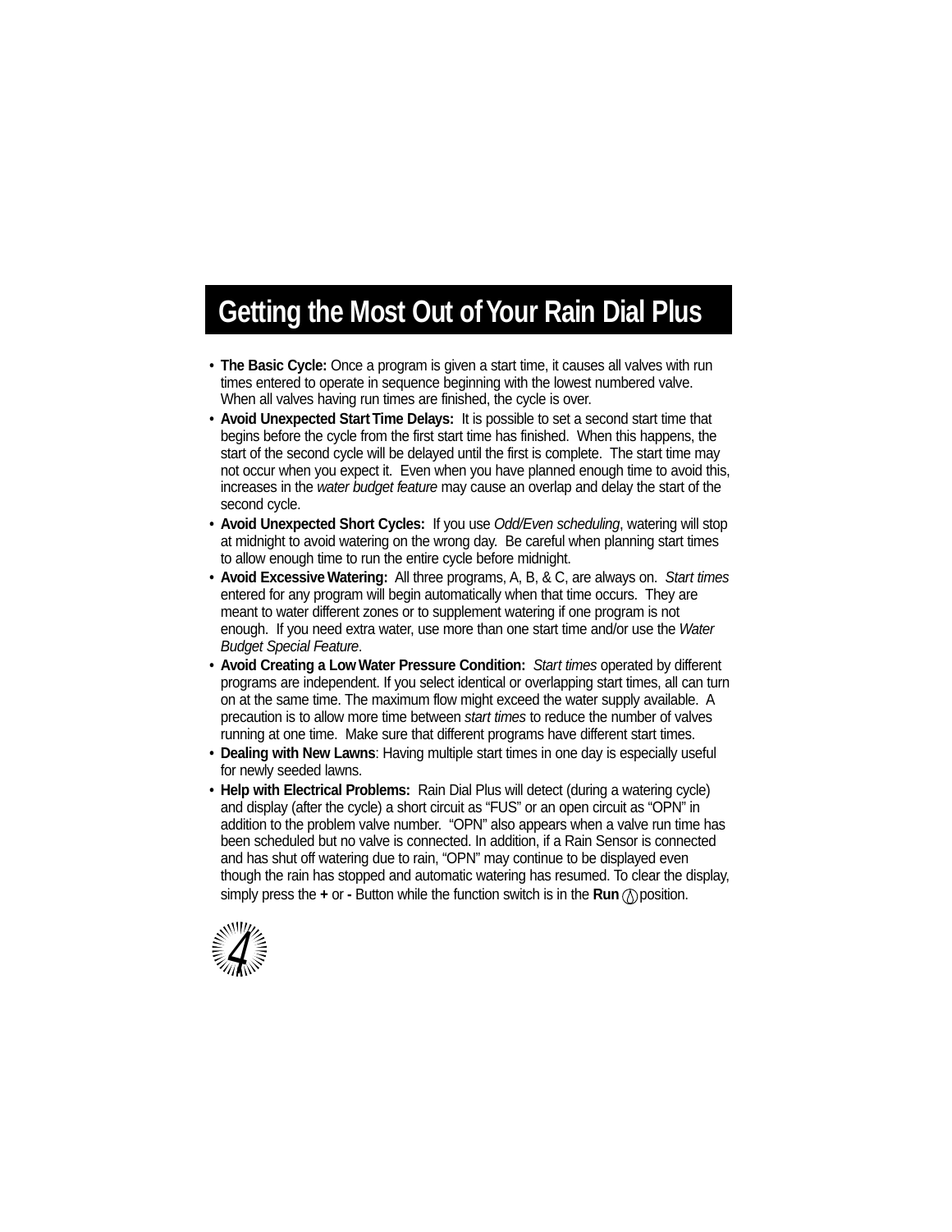# Getting the Most Out of Your Rain Dial Plus

- **The Basic Cycle:** Once a program is given a start time, it causes all valves with run times entered to operate in sequence beginning with the lowest numbered valve. When all valves having run times are finished, the cycle is over.
- **Avoid Unexpected Start Time Delays:** It is possible to set a second start time that begins before the cycle from the first start time has finished. When this happens, the start of the second cycle will be delayed until the first is complete. The start time may not occur when you expect it. Even when you have planned enough time to avoid this, increases in the *water budget feature* may cause an overlap and delay the start of the second cycle.
- **Avoid Unexpected Short Cycles:** If you use *Odd/Even scheduling*, watering will stop at midnight to avoid watering on the wrong day. Be careful when planning start times to allow enough time to run the entire cycle before midnight.
- **Avoid Excessive Watering:** All three programs, A, B, & C, are always on. *Start times* entered for any program will begin automatically when that time occurs. They are meant to water different zones or to supplement watering if one program is not enough. If you need extra water, use more than one start time and/or use the *Water Budget Special Feature*.
- **Avoid Creating a Low Water Pressure Condition:** *Start times* operated by different programs are independent. If you select identical or overlapping start times, all can turn on at the same time. The maximum flow might exceed the water supply available. A precaution is to allow more time between *start times* to reduce the number of valves running at one time. Make sure that different programs have different start times.
- **Dealing with New Lawns**: Having multiple start times in one day is especially useful for newly seeded lawns.
- **Help with Electrical Problems:** Rain Dial Plus will detect (during a watering cycle) and display (after the cycle) a short circuit as "FUS" or an open circuit as "OPN" in addition to the problem valve number. "OPN" also appears when a valve run time has been scheduled but no valve is connected. In addition, if a Rain Sensor is connected and has shut off watering due to rain, "OPN" may continue to be displayed even though the rain has stopped and automatic watering has resumed. To clear the display, simply press the **+** or **-** Button while the function switch is in the **Run** position.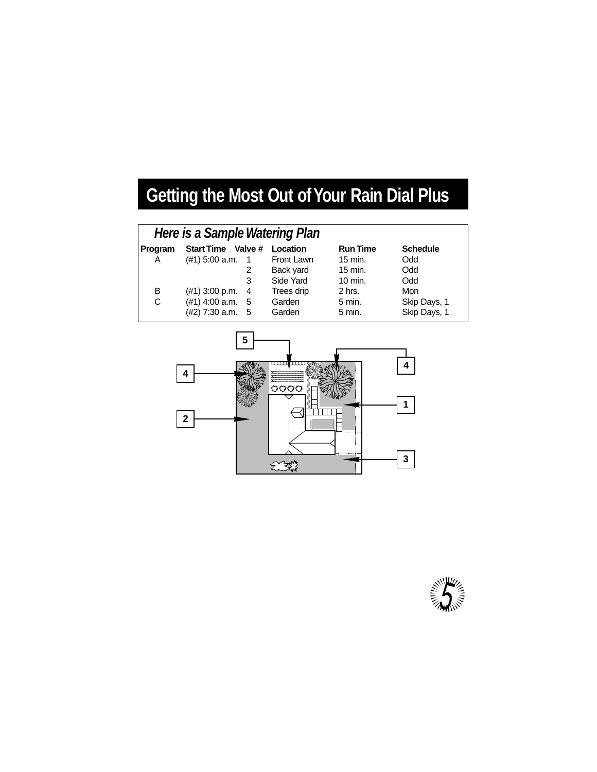# Getting the Most Out of Your Rain Dial Plus

## *Here is a Sample Watering Plan*

| Program | Start Time | Valve # | Location | Run Time | Schedule |
|---|---|---|---|---|---|
| A | (#1) 5:00 a.m. | 1 | Front Lawn | 15 min. | Odd |
| | | 2 | Back yard | 15 min. | Odd |
| | | 3 | Side Yard | 10 min. | Odd |
| B | (#1) 3:00 p.m. | 4 | Trees drip | 2 hrs. | Mon |
| C | (#1) 4:00 a.m. | 5 | Garden | 5 min. | Skip Days, 1 |
| | (#2) 7:30 a.m. | 5 | Garden | 5 min. | Skip Days, 1 |

5

4

4

1

2

3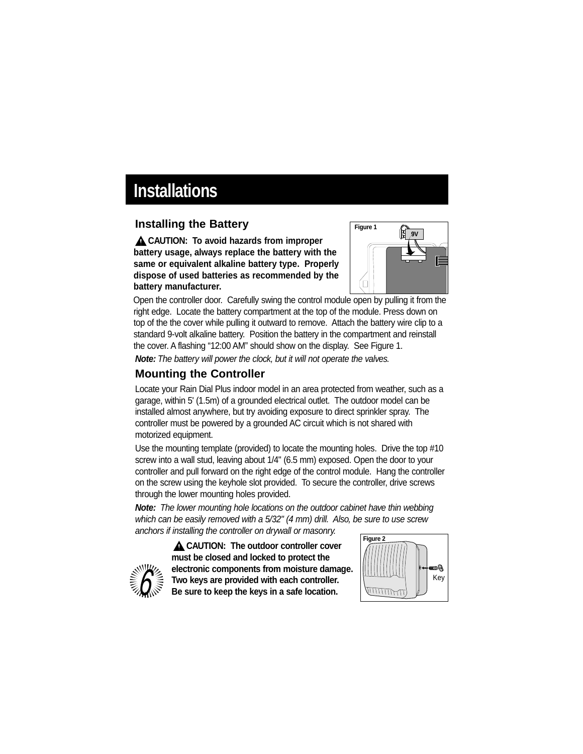# Installations

## Installing the Battery

**⚠ CAUTION: To avoid hazards from improper battery usage, always replace the battery with the same or equivalent alkaline battery type. Properly dispose of used batteries as recommended by the battery manufacturer.**

Figure 1

9V

Open the controller door. Carefully swing the control module open by pulling it from the right edge. Locate the battery compartment at the top of the module. Press down on top of the the cover while pulling it outward to remove. Attach the battery wire clip to a standard 9-volt alkaline battery. Position the battery in the compartment and reinstall the cover. A flashing “12:00 AM” should show on the display. See Figure 1.

***Note:*** *The battery will power the clock, but it will not operate the valves.*

## Mounting the Controller

Locate your Rain Dial Plus indoor model in an area protected from weather, such as a garage, within 5' (1.5m) of a grounded electrical outlet. The outdoor model can be installed almost anywhere, but try avoiding exposure to direct sprinkler spray. The controller must be powered by a grounded AC circuit which is not shared with motorized equipment.

Use the mounting template (provided) to locate the mounting holes. Drive the top #10 screw into a wall stud, leaving about 1/4" (6.5 mm) exposed. Open the door to your controller and pull forward on the right edge of the control module. Hang the controller on the screw using the keyhole slot provided. To secure the controller, drive screws through the lower mounting holes provided.

***Note:*** *The lower mounting hole locations on the outdoor cabinet have thin webbing which can be easily removed with a 5/32" (4 mm) drill. Also, be sure to use screw anchors if installing the controller on drywall or masonry.*

**⚠ CAUTION: The outdoor controller cover must be closed and locked to protect the electronic components from moisture damage. Two keys are provided with each controller. Be sure to keep the keys in a safe location.**

Figure 2

Key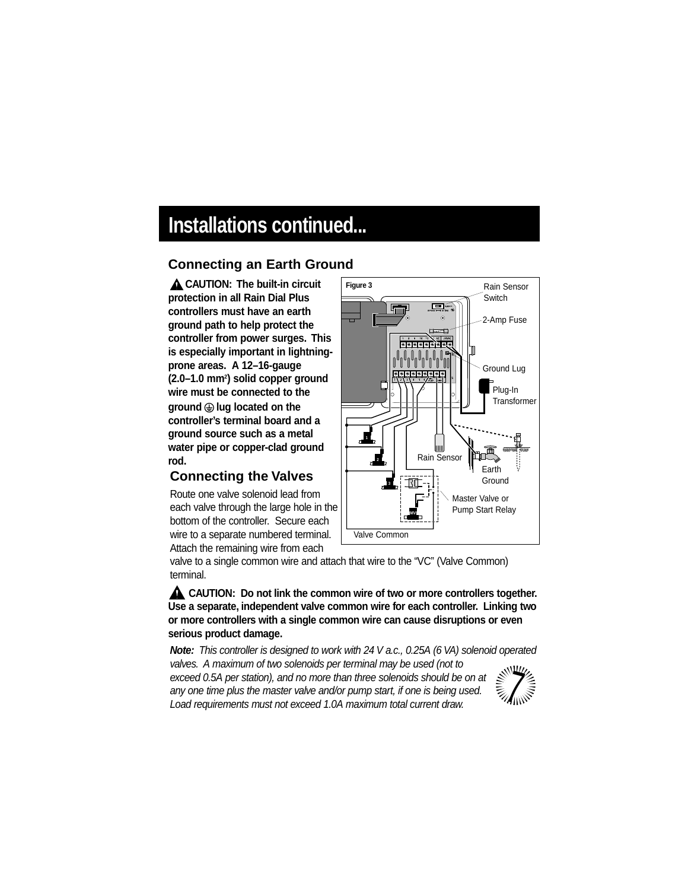# Installations continued...

## Connecting an Earth Ground

**⚠ CAUTION: The built-in circuit protection in all Rain Dial Plus controllers must have an earth ground path to help protect the controller from power surges. This is especially important in lightning-prone areas. A 12–16-gauge (2.0–1.0 mm$^2$) solid copper ground wire must be connected to the ground ⏚ lug located on the controller's terminal board and a ground source such as a metal water pipe or copper-clad ground rod.**

Figure 3

Rain Sensor Switch

2-Amp Fuse

Ground Lug

Plug-In Transformer

Rain Sensor

Earth Ground

Master Valve or Pump Start Relay

Valve Common

## Connecting the Valves

Route one valve solenoid lead from each valve through the large hole in the bottom of the controller. Secure each wire to a separate numbered terminal. Attach the remaining wire from each valve to a single common wire and attach that wire to the "VC" (Valve Common) terminal.

**⚠ CAUTION: Do not link the common wire of two or more controllers together. Use a separate, independent valve common wire for each controller. Linking two or more controllers with a single common wire can cause disruptions or even serious product damage.**

***Note:*** *This controller is designed to work with 24 V a.c., 0.25A (6 VA) solenoid operated valves. A maximum of two solenoids per terminal may be used (not to exceed 0.5A per station), and no more than three solenoids should be on at any one time plus the master valve and/or pump start, if one is being used. Load requirements must not exceed 1.0A maximum total current draw.*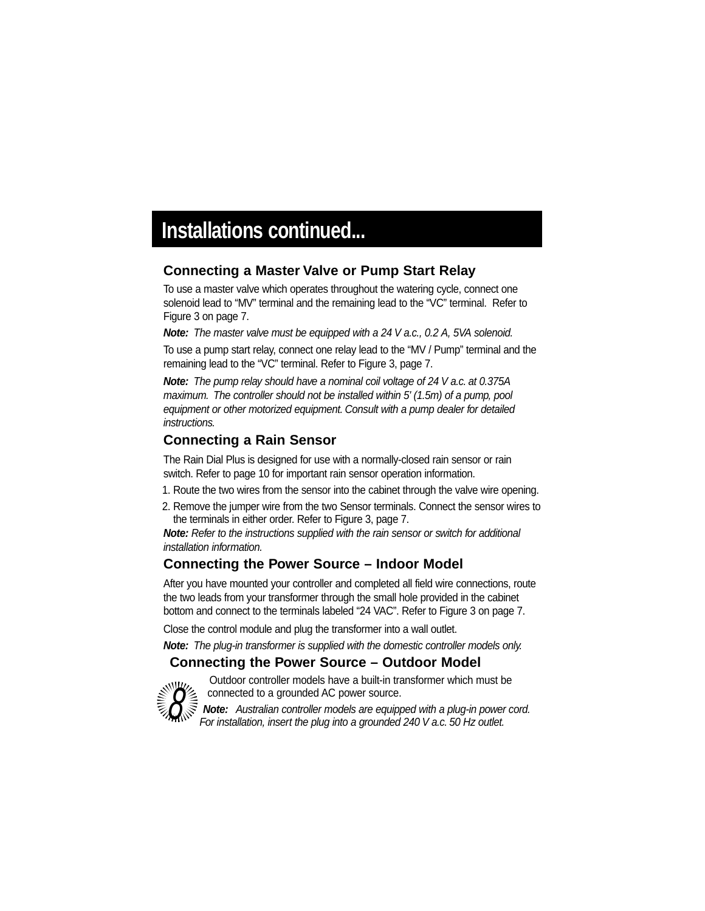# Installations continued...

## Connecting a Master Valve or Pump Start Relay

To use a master valve which operates throughout the watering cycle, connect one solenoid lead to “MV” terminal and the remaining lead to the “VC” terminal. Refer to Figure 3 on page 7.

***Note:*** *The master valve must be equipped with a 24 V a.c., 0.2 A, 5VA solenoid.*

To use a pump start relay, connect one relay lead to the “MV / Pump” terminal and the remaining lead to the “VC” terminal. Refer to Figure 3, page 7.

***Note:*** *The pump relay should have a nominal coil voltage of 24 V a.c. at 0.375A maximum. The controller should not be installed within 5' (1.5m) of a pump, pool equipment or other motorized equipment. Consult with a pump dealer for detailed instructions.*

## Connecting a Rain Sensor

The Rain Dial Plus is designed for use with a normally-closed rain sensor or rain switch. Refer to page 10 for important rain sensor operation information.

1. Route the two wires from the sensor into the cabinet through the valve wire opening.
2. Remove the jumper wire from the two Sensor terminals. Connect the sensor wires to the terminals in either order. Refer to Figure 3, page 7.

***Note:*** *Refer to the instructions supplied with the rain sensor or switch for additional installation information.*

## Connecting the Power Source – Indoor Model

After you have mounted your controller and completed all field wire connections, route the two leads from your transformer through the small hole provided in the cabinet bottom and connect to the terminals labeled “24 VAC”. Refer to Figure 3 on page 7.

Close the control module and plug the transformer into a wall outlet.

***Note:*** *The plug-in transformer is supplied with the domestic controller models only.*

## Connecting the Power Source – Outdoor Model

Outdoor controller models have a built-in transformer which must be connected to a grounded AC power source.

***Note:*** *Australian controller models are equipped with a plug-in power cord. For installation, insert the plug into a grounded 240 V a.c. 50 Hz outlet.*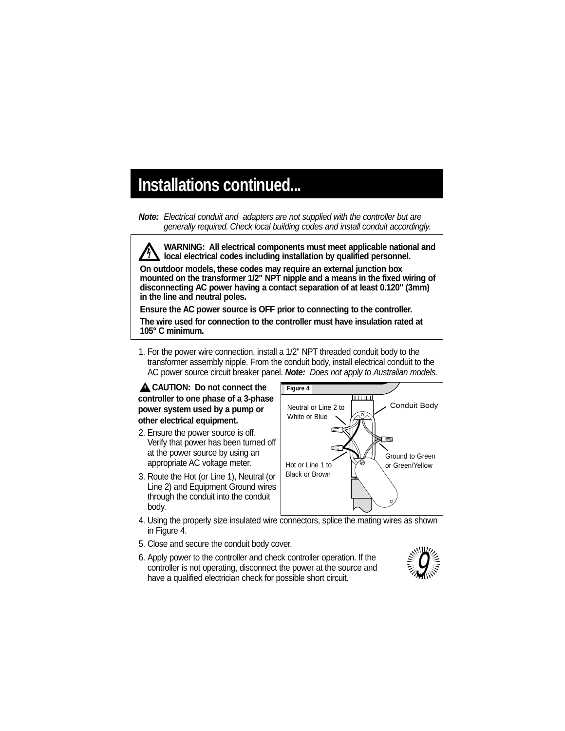# Installations continued...

***Note:*** *Electrical conduit and adapters are not supplied with the controller but are generally required. Check local building codes and install conduit accordingly.*

**WARNING: All electrical components must meet applicable national and local electrical codes including installation by qualified personnel.**

**On outdoor models, these codes may require an external junction box mounted on the transformer 1/2" NPT nipple and a means in the fixed wiring of disconnecting AC power having a contact separation of at least 0.120" (3mm) in the line and neutral poles.**

**Ensure the AC power source is OFF prior to connecting to the controller.**

**The wire used for connection to the controller must have insulation rated at 105° C minimum.**

1. For the power wire connection, install a 1/2" NPT threaded conduit body to the transformer assembly nipple. From the conduit body, install electrical conduit to the AC power source circuit breaker panel. ***Note:*** *Does not apply to Australian models.*

**CAUTION: Do not connect the controller to one phase of a 3-phase power system used by a pump or other electrical equipment.**

2. Ensure the power source is off. Verify that power has been turned off at the power source by using an appropriate AC voltage meter.
3. Route the Hot (or Line 1), Neutral (or Line 2) and Equipment Ground wires through the conduit into the conduit body.
4. Using the properly size insulated wire connectors, splice the mating wires as shown in Figure 4.
5. Close and secure the conduit body cover.
6. Apply power to the controller and check controller operation. If the controller is not operating, disconnect the power at the source and have a qualified electrician check for possible short circuit.

Figure 4

Neutral or Line 2 to White or Blue

Conduit Body

Ground to Green or Green/Yellow

Hot or Line 1 to Black or Brown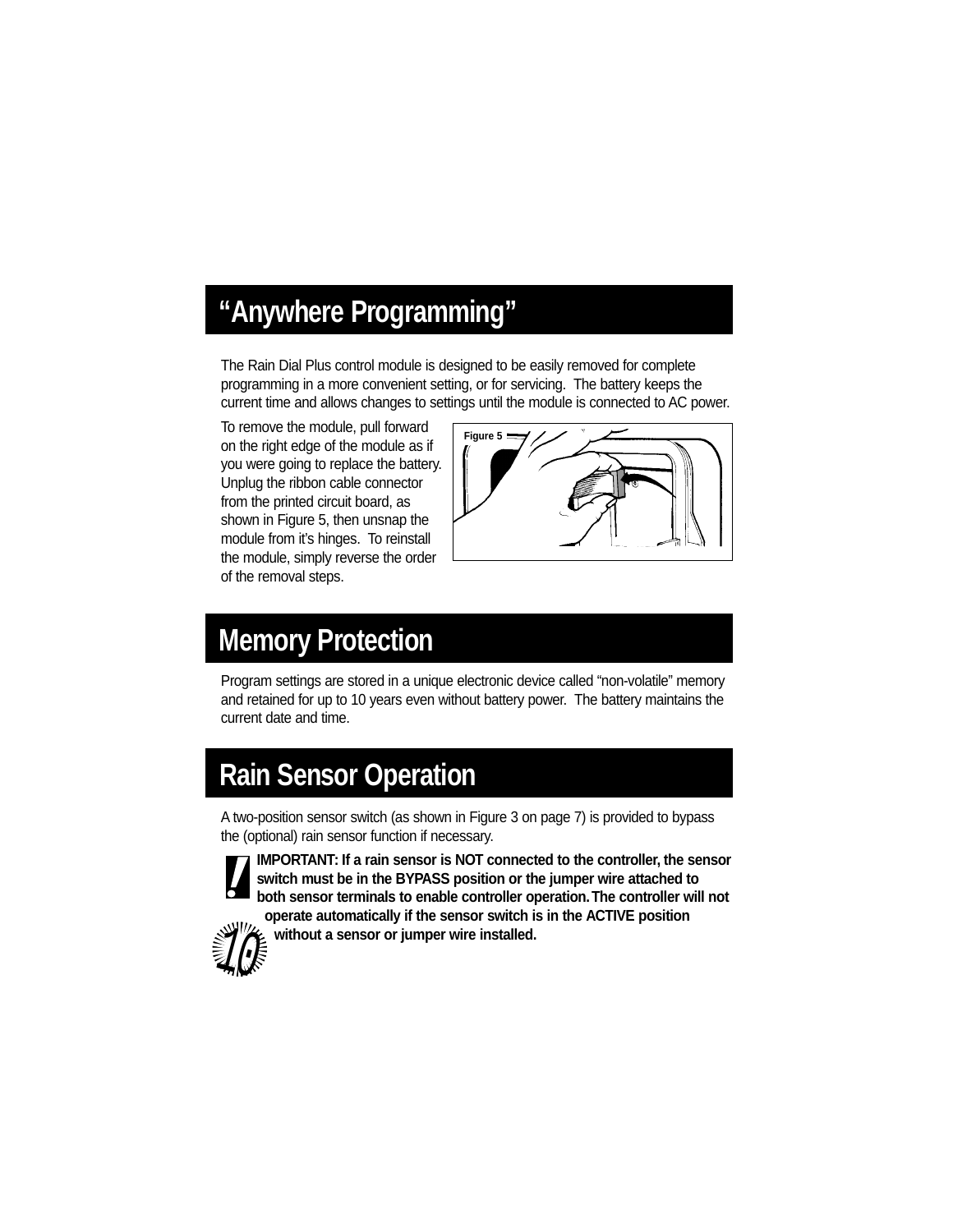## "Anywhere Programming"

The Rain Dial Plus control module is designed to be easily removed for complete programming in a more convenient setting, or for servicing. The battery keeps the current time and allows changes to settings until the module is connected to AC power.

To remove the module, pull forward on the right edge of the module as if you were going to replace the battery. Unplug the ribbon cable connector from the printed circuit board, as shown in Figure 5, then unsnap the module from it's hinges. To reinstall the module, simply reverse the order of the removal steps.

Figure 5

## Memory Protection

Program settings are stored in a unique electronic device called "non-volatile" memory and retained for up to 10 years even without battery power. The battery maintains the current date and time.

## Rain Sensor Operation

A two-position sensor switch (as shown in Figure 3 on page 7) is provided to bypass the (optional) rain sensor function if necessary.

**IMPORTANT: If a rain sensor is NOT connected to the controller, the sensor switch must be in the BYPASS position or the jumper wire attached to both sensor terminals to enable controller operation. The controller will not operate automatically if the sensor switch is in the ACTIVE position without a sensor or jumper wire installed.**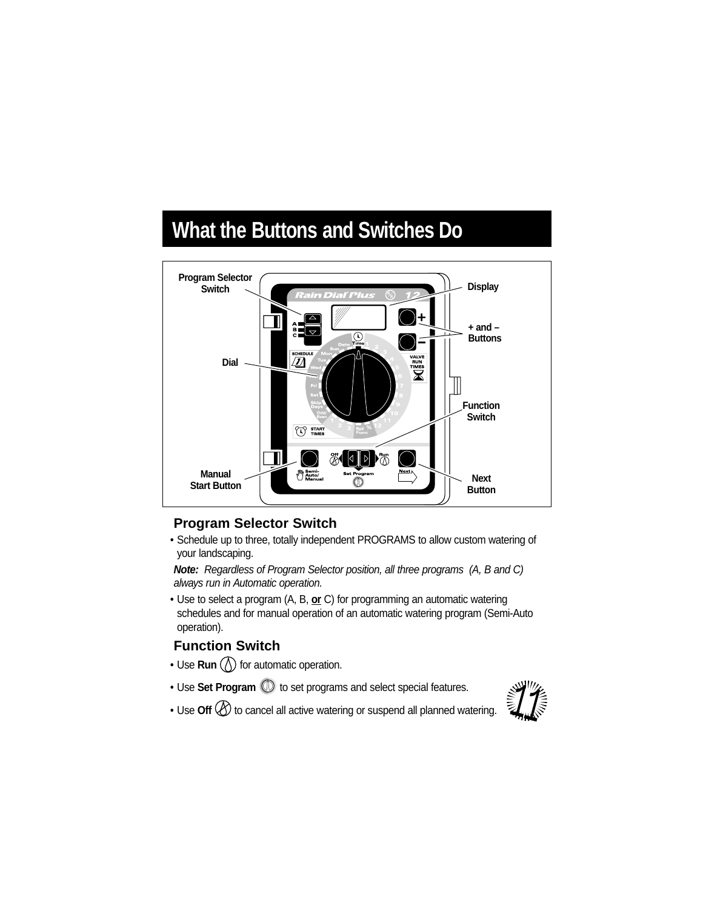# What the Buttons and Switches Do

Program Selector Switch

Display

+ and – Buttons

Dial

Function Switch

Manual Start Button

Next Button

## Program Selector Switch

- Schedule up to three, totally independent PROGRAMS to allow custom watering of your landscaping.

***Note:*** *Regardless of Program Selector position, all three programs (A, B and C) always run in Automatic operation.*

- Use to select a program (A, B, **or** C) for programming an automatic watering schedules and for manual operation of an automatic watering program (Semi-Auto operation).

## Function Switch

- Use **Run** for automatic operation.
- Use **Set Program** to set programs and select special features.
- Use **Off** to cancel all active watering or suspend all planned watering.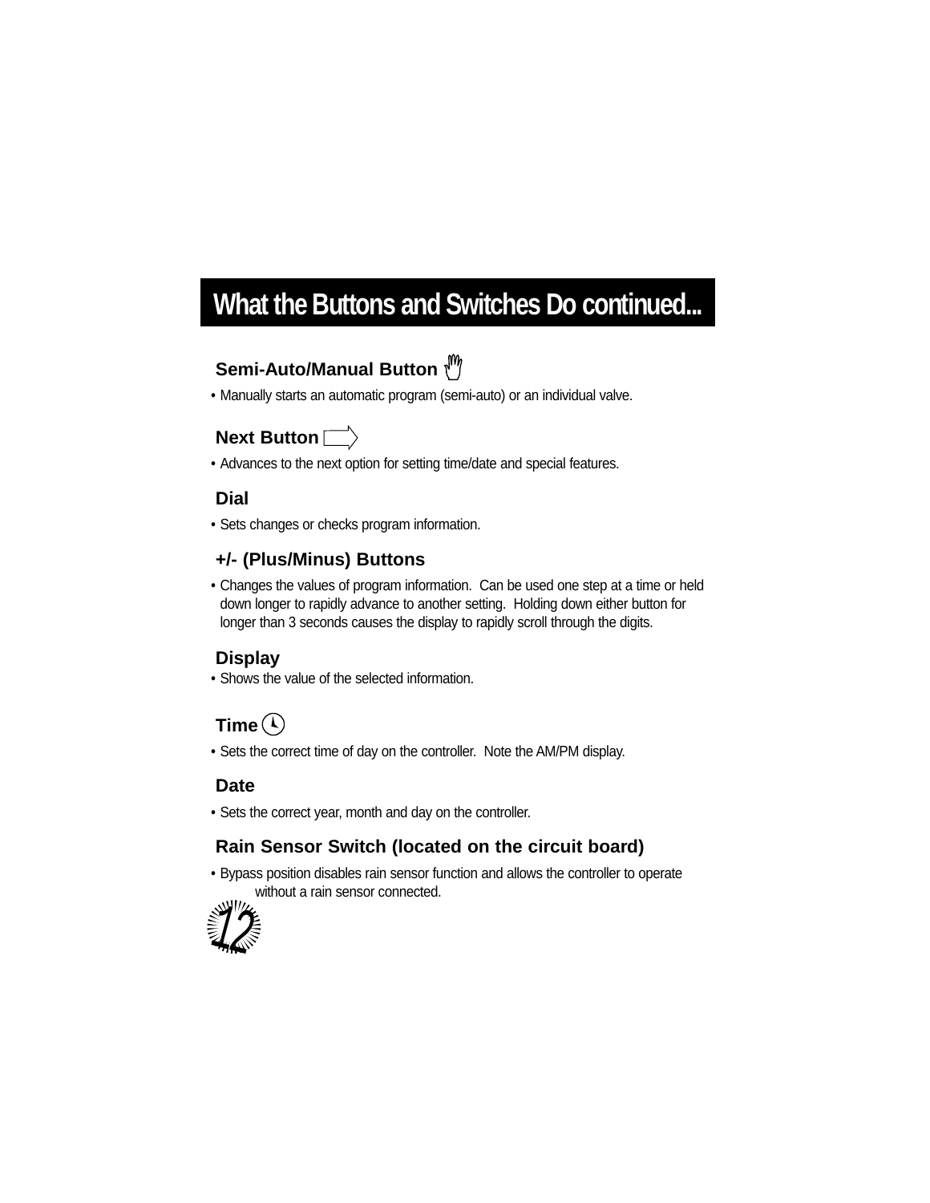# What the Buttons and Switches Do continued...

### Semi-Auto/Manual Button

- Manually starts an automatic program (semi-auto) or an individual valve.

### Next Button

- Advances to the next option for setting time/date and special features.

### Dial

- Sets changes or checks program information.

### +/- (Plus/Minus) Buttons

- Changes the values of program information. Can be used one step at a time or held down longer to rapidly advance to another setting. Holding down either button for longer than 3 seconds causes the display to rapidly scroll through the digits.

### Display

- Shows the value of the selected information.

### Time

- Sets the correct time of day on the controller. Note the AM/PM display.

### Date

- Sets the correct year, month and day on the controller.

### Rain Sensor Switch (located on the circuit board)

- Bypass position disables rain sensor function and allows the controller to operate without a rain sensor connected.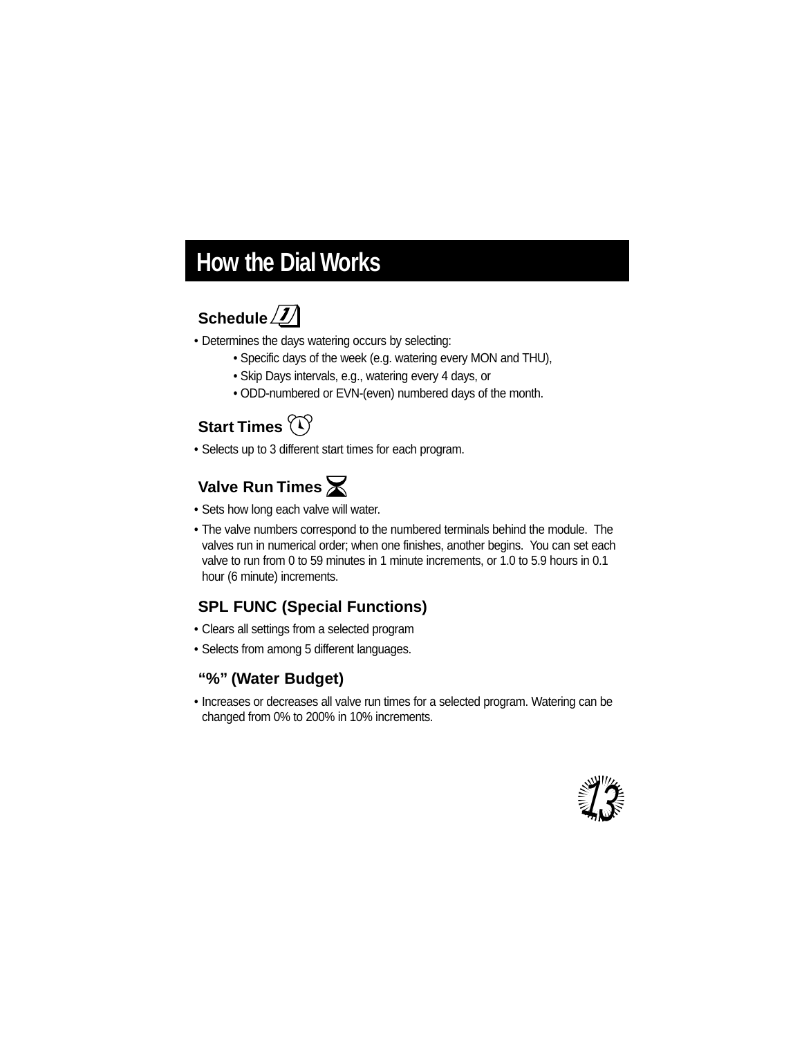# How the Dial Works

### Schedule

- Determines the days watering occurs by selecting:
    - Specific days of the week (e.g. watering every MON and THU),
    - Skip Days intervals, e.g., watering every 4 days, or
    - ODD-numbered or EVN-(even) numbered days of the month.

### Start Times

- Selects up to 3 different start times for each program.

### Valve Run Times

- Sets how long each valve will water.
- The valve numbers correspond to the numbered terminals behind the module. The valves run in numerical order; when one finishes, another begins. You can set each valve to run from 0 to 59 minutes in 1 minute increments, or 1.0 to 5.9 hours in 0.1 hour (6 minute) increments.

### SPL FUNC (Special Functions)

- Clears all settings from a selected program
- Selects from among 5 different languages.

### "%" (Water Budget)

- Increases or decreases all valve run times for a selected program. Watering can be changed from 0% to 200% in 10% increments.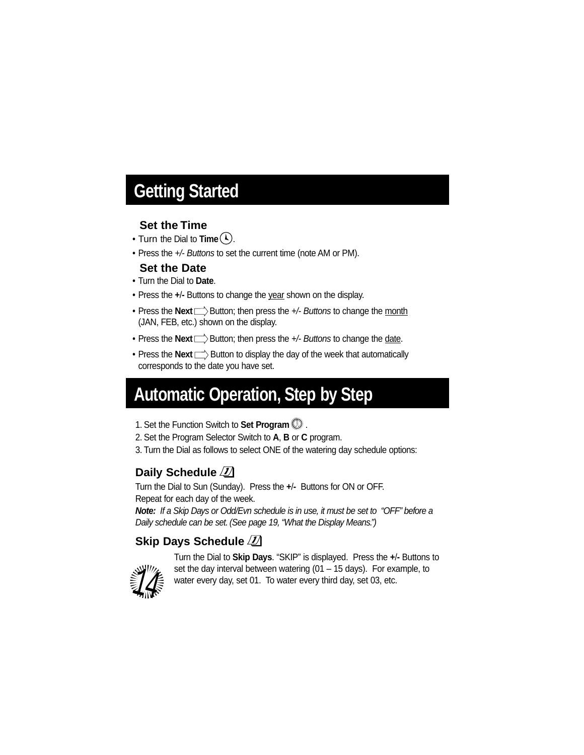# Getting Started

### Set the Time

- Turn the Dial to **Time**.
- Press the *+/- Buttons* to set the current time (note AM or PM).

### Set the Date

- Turn the Dial to **Date**.
- Press the **+/-** Buttons to change the year shown on the display.
- Press the **Next** Button; then press the *+/- Buttons* to change the month (JAN, FEB, etc.) shown on the display.
- Press the **Next** Button; then press the *+/- Buttons* to change the date.
- Press the **Next** Button to display the day of the week that automatically corresponds to the date you have set.

# Automatic Operation, Step by Step

1. Set the Function Switch to **Set Program** .
2. Set the Program Selector Switch to **A**, **B** or **C** program.
3. Turn the Dial as follows to select ONE of the watering day schedule options:

### Daily Schedule

Turn the Dial to Sun (Sunday). Press the **+/-** Buttons for ON or OFF. Repeat for each day of the week.

***Note:*** *If a Skip Days or Odd/Evn schedule is in use, it must be set to "OFF" before a Daily schedule can be set. (See page 19, "What the Display Means.")*

### Skip Days Schedule

Turn the Dial to **Skip Days**. "SKIP" is displayed. Press the **+/-** Buttons to set the day interval between watering (01 – 15 days). For example, to water every day, set 01. To water every third day, set 03, etc.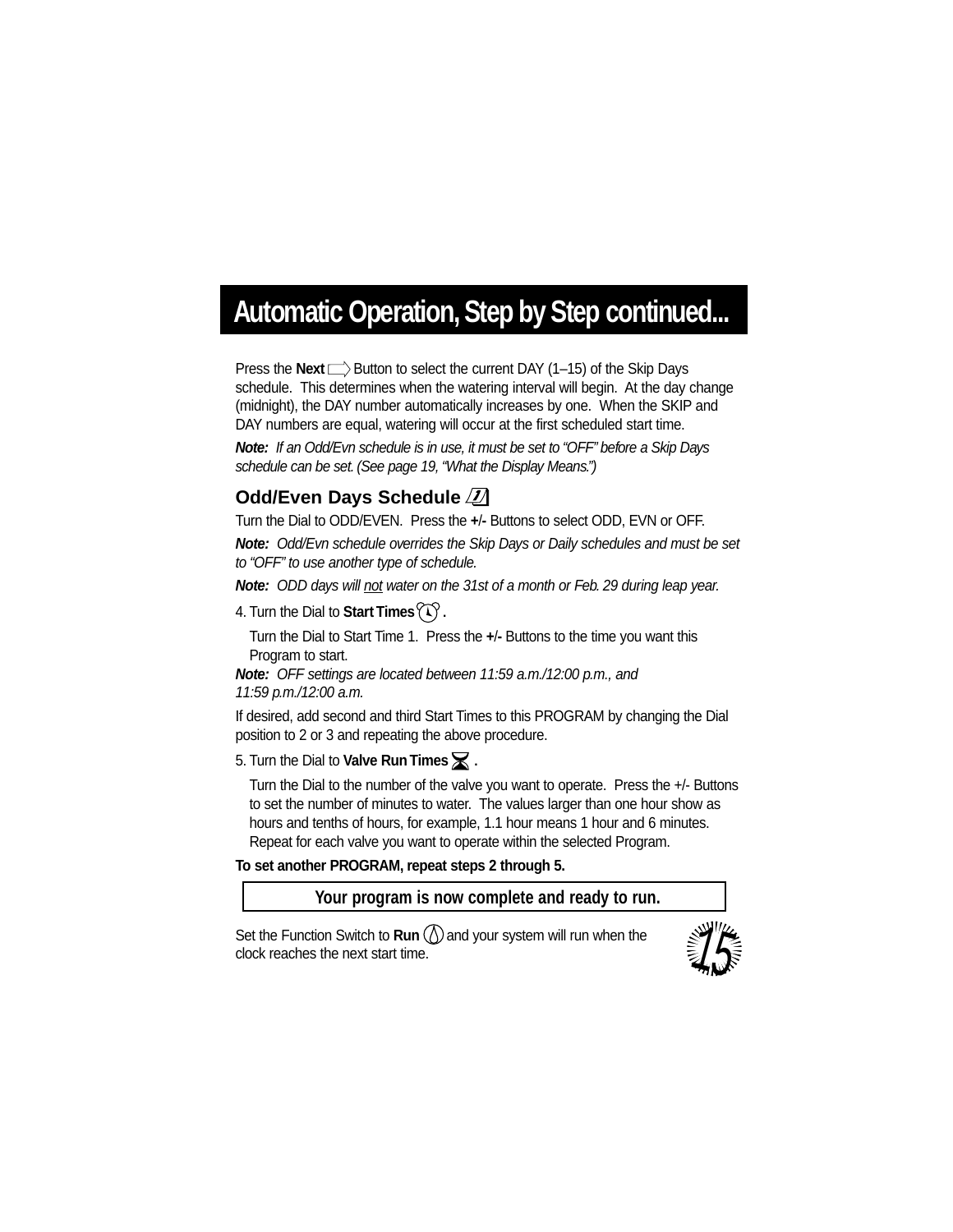# Automatic Operation, Step by Step continued...

Press the **Next** Button to select the current DAY (1–15) of the Skip Days schedule. This determines when the watering interval will begin. At the day change (midnight), the DAY number automatically increases by one. When the SKIP and DAY numbers are equal, watering will occur at the first scheduled start time.

***Note:*** *If an Odd/Evn schedule is in use, it must be set to "OFF" before a Skip Days schedule can be set. (See page 19, "What the Display Means.")*

## Odd/Even Days Schedule

Turn the Dial to ODD/EVEN. Press the **+/-** Buttons to select ODD, EVN or OFF.

***Note:*** *Odd/Evn schedule overrides the Skip Days or Daily schedules and must be set to "OFF" to use another type of schedule.*

***Note:*** *ODD days will not water on the 31st of a month or Feb. 29 during leap year.*

4. Turn the Dial to **Start Times** **.**

   Turn the Dial to Start Time 1. Press the **+/-** Buttons to the time you want this Program to start.

***Note:*** *OFF settings are located between 11:59 a.m./12:00 p.m., and 11:59 p.m./12:00 a.m.*

If desired, add second and third Start Times to this PROGRAM by changing the Dial position to 2 or 3 and repeating the above procedure.

5. Turn the Dial to **Valve Run Times** **.**

   Turn the Dial to the number of the valve you want to operate. Press the +/- Buttons to set the number of minutes to water. The values larger than one hour show as hours and tenths of hours, for example, 1.1 hour means 1 hour and 6 minutes. Repeat for each valve you want to operate within the selected Program.

**To set another PROGRAM, repeat steps 2 through 5.**

**Your program is now complete and ready to run.**

Set the Function Switch to **Run** and your system will run when the clock reaches the next start time.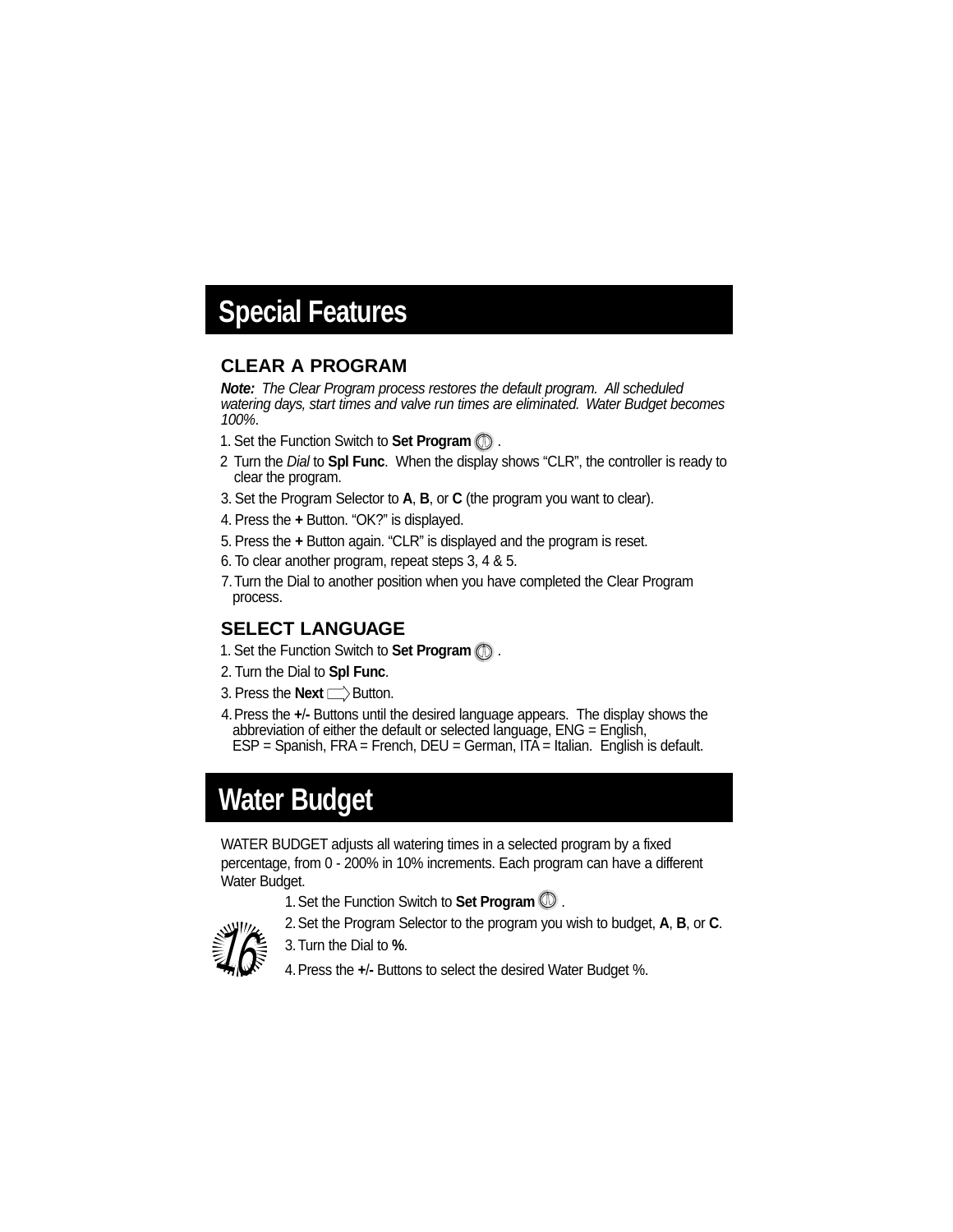# Special Features

## CLEAR A PROGRAM

***Note:*** *The Clear Program process restores the default program. All scheduled watering days, start times and valve run times are eliminated. Water Budget becomes 100%.*

1. Set the Function Switch to **Set Program** .
2. Turn the *Dial* to **Spl Func**. When the display shows "CLR", the controller is ready to clear the program.
3. Set the Program Selector to **A**, **B**, or **C** (the program you want to clear).
4. Press the **+** Button. "OK?" is displayed.
5. Press the **+** Button again. "CLR" is displayed and the program is reset.
6. To clear another program, repeat steps 3, 4 & 5.
7. Turn the Dial to another position when you have completed the Clear Program process.

## SELECT LANGUAGE

1. Set the Function Switch to **Set Program** .
2. Turn the Dial to **Spl Func**.
3. Press the **Next** Button.
4. Press the **+/-** Buttons until the desired language appears. The display shows the abbreviation of either the default or selected language, ENG = English, ESP = Spanish, FRA = French, DEU = German, ITA = Italian. English is default.

# Water Budget

WATER BUDGET adjusts all watering times in a selected program by a fixed percentage, from 0 - 200% in 10% increments. Each program can have a different Water Budget.

1. Set the Function Switch to **Set Program** .
2. Set the Program Selector to the program you wish to budget, **A**, **B**, or **C**.
3. Turn the Dial to **%**.
4. Press the **+/-** Buttons to select the desired Water Budget %.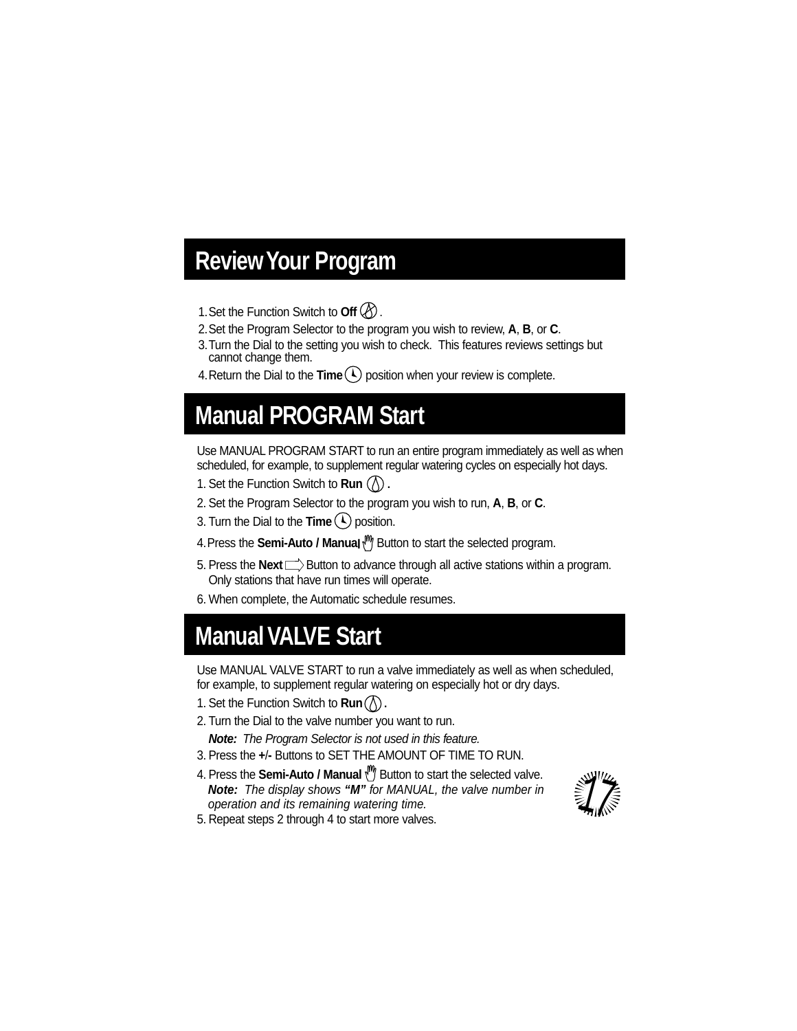## Review Your Program

1. Set the Function Switch to **Off** .
2. Set the Program Selector to the program you wish to review, **A**, **B**, or **C**.
3. Turn the Dial to the setting you wish to check. This features reviews settings but cannot change them.
4. Return the Dial to the **Time** position when your review is complete.

## Manual PROGRAM Start

Use MANUAL PROGRAM START to run an entire program immediately as well as when scheduled, for example, to supplement regular watering cycles on especially hot days.

1. Set the Function Switch to **Run .**
2. Set the Program Selector to the program you wish to run, **A**, **B**, or **C**.
3. Turn the Dial to the **Time** position.
4. Press the **Semi-Auto / Manual** Button to start the selected program.
5. Press the **Next** Button to advance through all active stations within a program. Only stations that have run times will operate.
6. When complete, the Automatic schedule resumes.

## Manual VALVE Start

Use MANUAL VALVE START to run a valve immediately as well as when scheduled, for example, to supplement regular watering on especially hot or dry days.

1. Set the Function Switch to **Run .**
2. Turn the Dial to the valve number you want to run.
   
   ***Note:*** *The Program Selector is not used in this feature.*
3. Press the **+/-** Buttons to SET THE AMOUNT OF TIME TO RUN.
4. Press the **Semi-Auto / Manual** Button to start the selected valve.
   ***Note:*** *The display shows* ***"M"*** *for MANUAL, the valve number in operation and its remaining watering time.*
5. Repeat steps 2 through 4 to start more valves.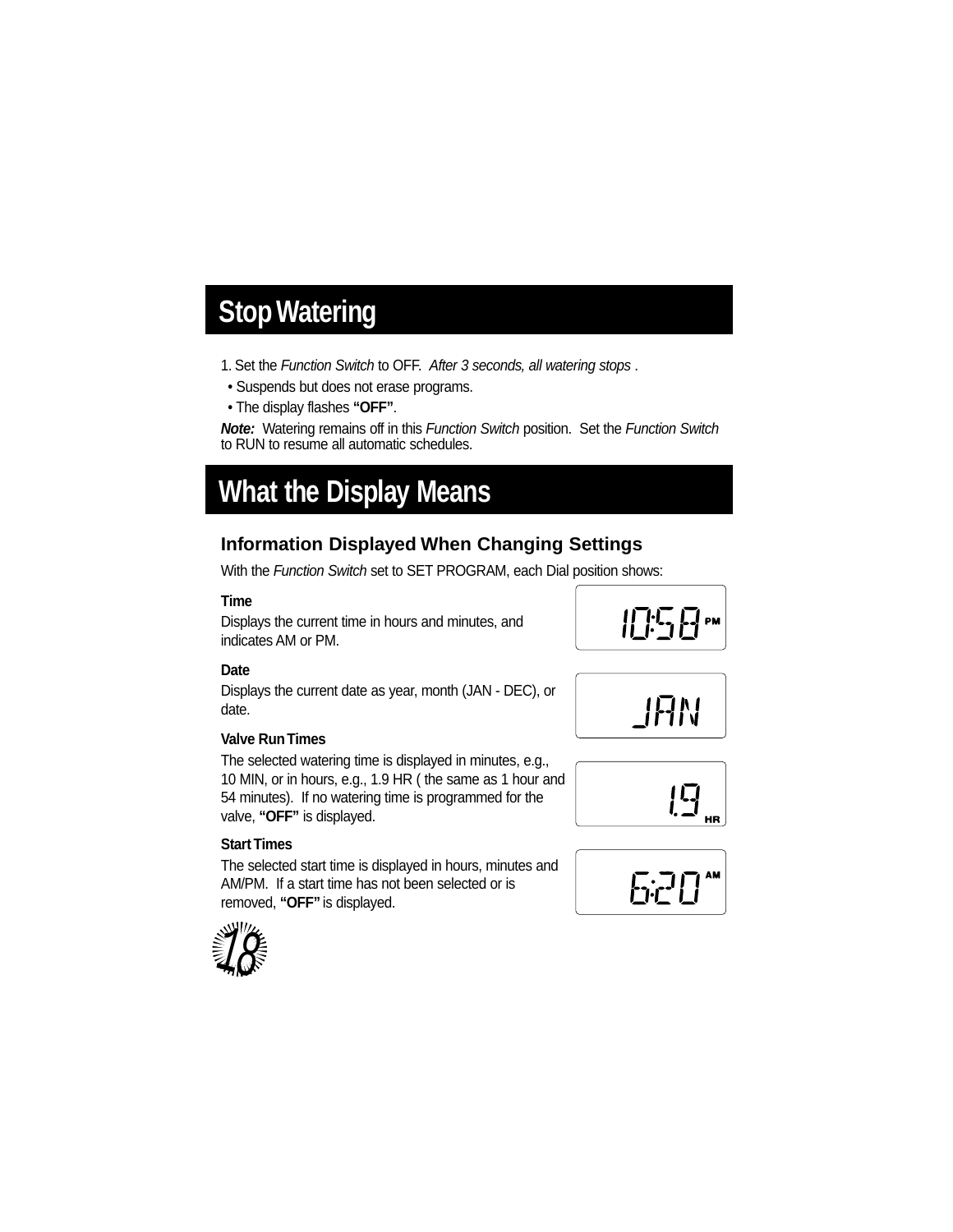# Stop Watering

1. Set the *Function Switch* to OFF. *After 3 seconds, all watering stops* .
   - Suspends but does not erase programs.
   - The display flashes **"OFF"**.

***Note:*** Watering remains off in this *Function Switch* position. Set the *Function Switch* to RUN to resume all automatic schedules.

# What the Display Means

## Information Displayed When Changing Settings

With the *Function Switch* set to SET PROGRAM, each Dial position shows:

**Time**

Displays the current time in hours and minutes, and indicates AM or PM.

10:58 PM

**Date**

Displays the current date as year, month (JAN - DEC), or date.

JAN

**Valve Run Times**

The selected watering time is displayed in minutes, e.g., 10 MIN, or in hours, e.g., 1.9 HR ( the same as 1 hour and 54 minutes). If no watering time is programmed for the valve, **"OFF"** is displayed.

1.9 HR

**Start Times**

The selected start time is displayed in hours, minutes and AM/PM. If a start time has not been selected or is removed, **"OFF"** is displayed.

6:20 AM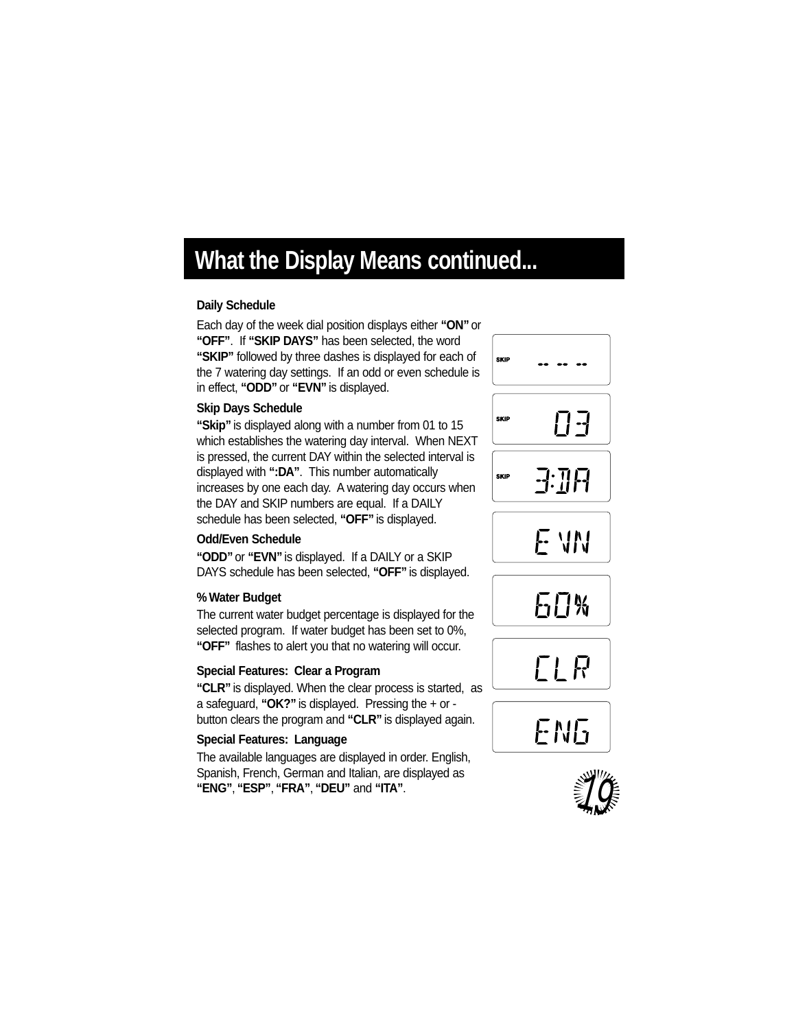# What the Display Means continued...

### Daily Schedule

Each day of the week dial position displays either **"ON"** or **"OFF"**. If **"SKIP DAYS"** has been selected, the word **"SKIP"** followed by three dashes is displayed for each of the 7 watering day settings. If an odd or even schedule is in effect, **"ODD"** or **"EVN"** is displayed.

### Skip Days Schedule

**"Skip"** is displayed along with a number from 01 to 15 which establishes the watering day interval. When NEXT is pressed, the current DAY within the selected interval is displayed with **":DA"**. This number automatically increases by one each day. A watering day occurs when the DAY and SKIP numbers are equal. If a DAILY schedule has been selected, **"OFF"** is displayed.

### Odd/Even Schedule

**"ODD"** or **"EVN"** is displayed. If a DAILY or a SKIP DAYS schedule has been selected, **"OFF"** is displayed.

### % Water Budget

The current water budget percentage is displayed for the selected program. If water budget has been set to 0%, **"OFF"** flashes to alert you that no watering will occur.

### Special Features: Clear a Program

**"CLR"** is displayed. When the clear process is started, as a safeguard, **"OK?"** is displayed. Pressing the + or - button clears the program and **"CLR"** is displayed again.

### Special Features: Language

The available languages are displayed in order. English, Spanish, French, German and Italian, are displayed as **"ENG"**, **"ESP"**, **"FRA"**, **"DEU"** and **"ITA"**.

SKIP -- -- --

SKIP 03

SKIP 3:DA

EVN

60%

CLR

ENG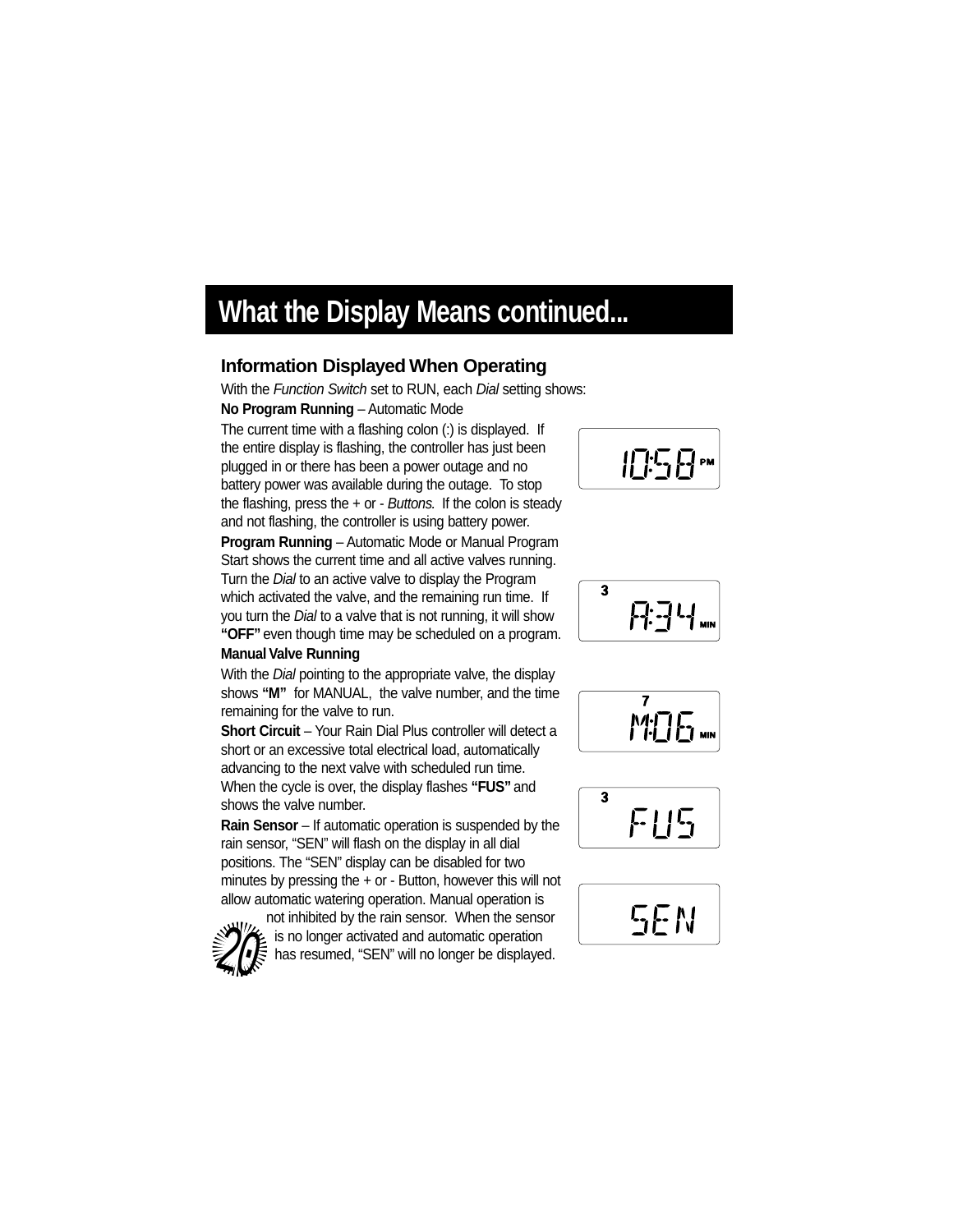# What the Display Means continued...

## Information Displayed When Operating

With the *Function Switch* set to RUN, each *Dial* setting shows:

**No Program Running** – Automatic Mode

The current time with a flashing colon (:) is displayed. If the entire display is flashing, the controller has just been plugged in or there has been a power outage and no battery power was available during the outage. To stop the flashing, press the + or - *Buttons.* If the colon is steady and not flashing, the controller is using battery power.

10:58 PM

**Program Running** – Automatic Mode or Manual Program Start shows the current time and all active valves running. Turn the *Dial* to an active valve to display the Program which activated the valve, and the remaining run time. If you turn the *Dial* to a valve that is not running, it will show **"OFF"** even though time may be scheduled on a program.

3 A:34 MIN

**Manual Valve Running**

With the *Dial* pointing to the appropriate valve, the display shows **"M"** for MANUAL, the valve number, and the time remaining for the valve to run.

7 M:06 MIN

**Short Circuit** – Your Rain Dial Plus controller will detect a short or an excessive total electrical load, automatically advancing to the next valve with scheduled run time. When the cycle is over, the display flashes **"FUS"** and shows the valve number.

3 FUS

**Rain Sensor** – If automatic operation is suspended by the rain sensor, "SEN" will flash on the display in all dial positions. The "SEN" display can be disabled for two minutes by pressing the + or - Button, however this will not allow automatic watering operation. Manual operation is not inhibited by the rain sensor. When the sensor is no longer activated and automatic operation has resumed, "SEN" will no longer be displayed.

SEN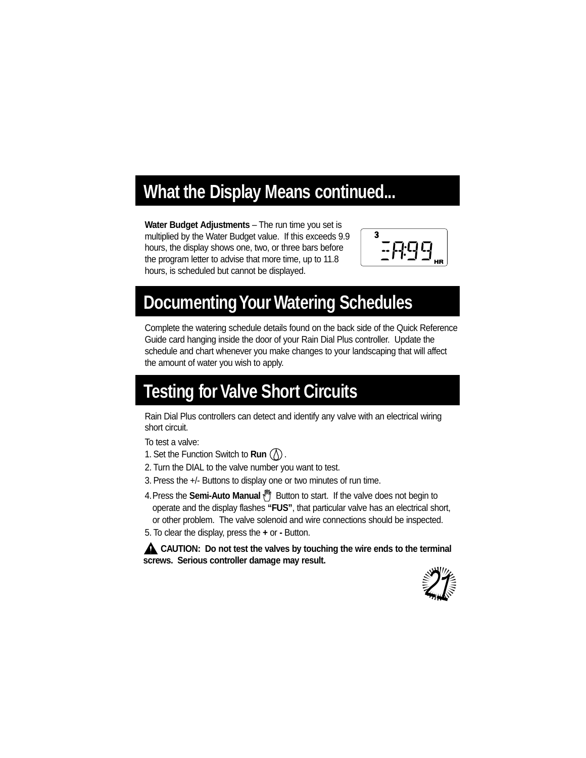## What the Display Means continued...

**Water Budget Adjustments** – The run time you set is multiplied by the Water Budget value. If this exceeds 9.9 hours, the display shows one, two, or three bars before the program letter to advise that more time, up to 11.8 hours, is scheduled but cannot be displayed.

3

A:99

HR

## Documenting Your Watering Schedules

Complete the watering schedule details found on the back side of the Quick Reference Guide card hanging inside the door of your Rain Dial Plus controller. Update the schedule and chart whenever you make changes to your landscaping that will affect the amount of water you wish to apply.

## Testing for Valve Short Circuits

Rain Dial Plus controllers can detect and identify any valve with an electrical wiring short circuit.

To test a valve:

1. Set the Function Switch to **Run**.
2. Turn the DIAL to the valve number you want to test.
3. Press the +/- Buttons to display one or two minutes of run time.
4. Press the **Semi-Auto Manual** Button to start. If the valve does not begin to operate and the display flashes **"FUS"**, that particular valve has an electrical short, or other problem. The valve solenoid and wire connections should be inspected.
5. To clear the display, press the **+** or **-** Button.

**CAUTION: Do not test the valves by touching the wire ends to the terminal screws. Serious controller damage may result.**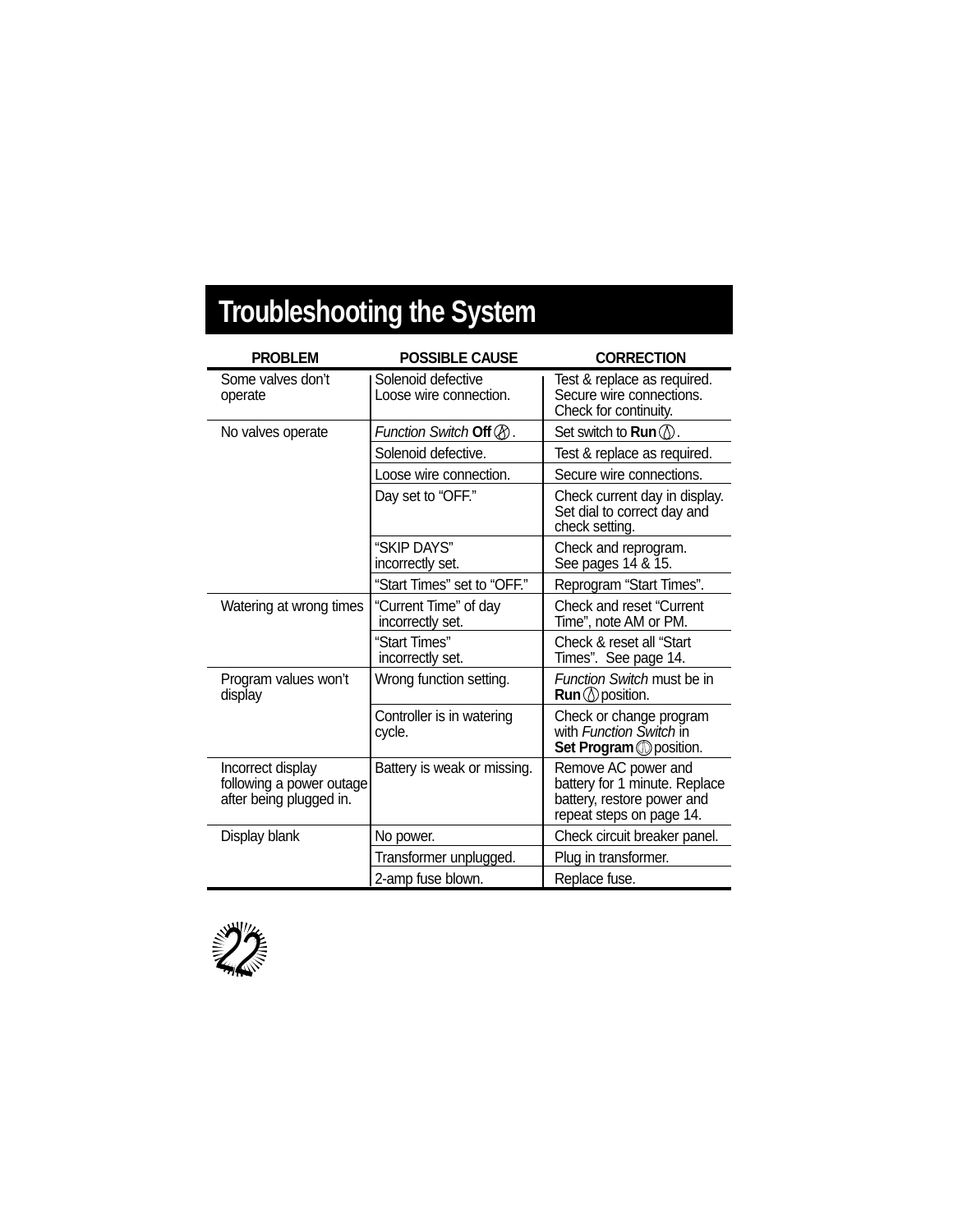# Troubleshooting the System

| PROBLEM | POSSIBLE CAUSE | CORRECTION |
| --- | --- | --- |
| Some valves don't operate | Solenoid defective<br>Loose wire connection. | Test & replace as required.<br>Secure wire connections.<br>Check for continuity. |
| No valves operate | *Function Switch* **Off** . | Set switch to **Run** . |
| | Solenoid defective. | Test & replace as required. |
| | Loose wire connection. | Secure wire connections. |
| | Day set to "OFF." | Check current day in display. Set dial to correct day and check setting. |
| | "SKIP DAYS" incorrectly set. | Check and reprogram. See pages 14 & 15. |
| | "Start Times" set to "OFF." | Reprogram "Start Times". |
| Watering at wrong times | "Current Time" of day incorrectly set. | Check and reset "Current Time", note AM or PM. |
| | "Start Times" incorrectly set. | Check & reset all "Start Times". See page 14. |
| Program values won't display | Wrong function setting. | *Function Switch* must be in **Run** position. |
| | Controller is in watering cycle. | Check or change program with *Function Switch* in **Set Program** position. |
| Incorrect display following a power outage after being plugged in. | Battery is weak or missing. | Remove AC power and battery for 1 minute. Replace battery, restore power and repeat steps on page 14. |
| Display blank | No power. | Check circuit breaker panel. |
| | Transformer unplugged. | Plug in transformer. |
| | 2-amp fuse blown. | Replace fuse. |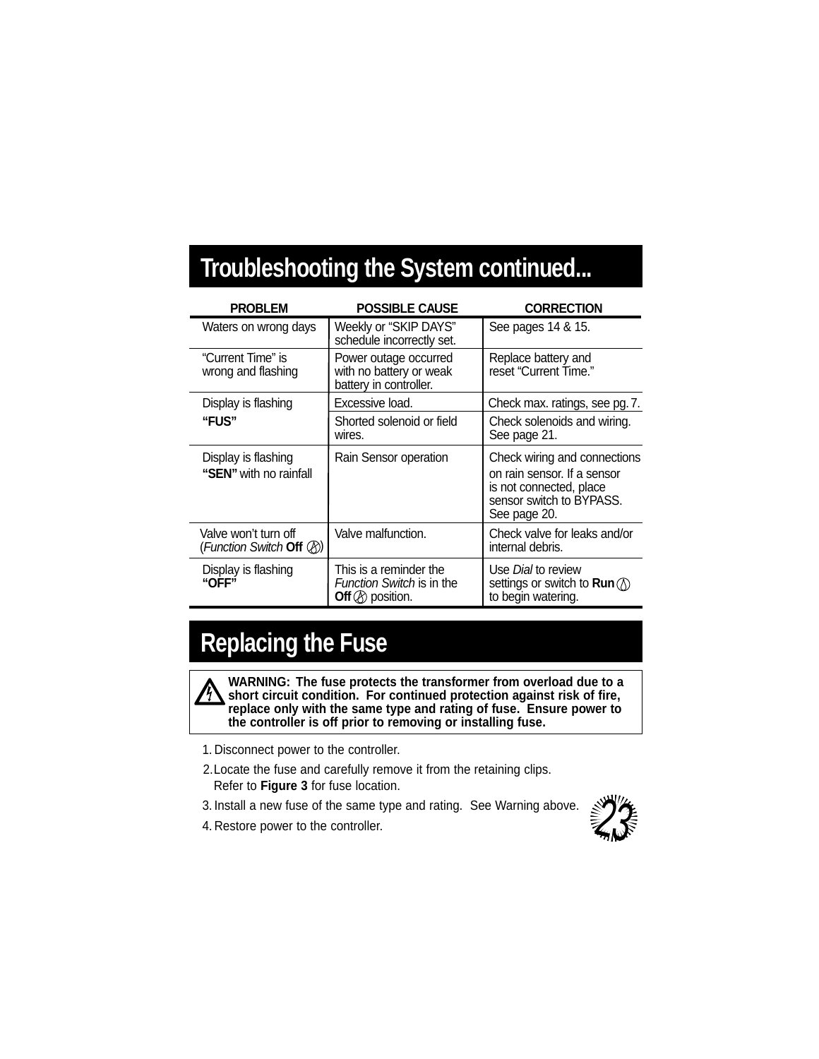# Troubleshooting the System continued...

| PROBLEM | POSSIBLE CAUSE | CORRECTION |
|---|---|---|
| Waters on wrong days | Weekly or "SKIP DAYS" schedule incorrectly set. | See pages 14 & 15. |
| "Current Time" is wrong and flashing | Power outage occurred with no battery or weak battery in controller. | Replace battery and reset "Current Time." |
| Display is flashing **"FUS"** | Excessive load. | Check max. ratings, see pg. 7. |
| | Shorted solenoid or field wires. | Check solenoids and wiring. See page 21. |
| Display is flashing **"SEN"** with no rainfall | Rain Sensor operation | Check wiring and connections on rain sensor. If a sensor is not connected, place sensor switch to BYPASS. See page 20. |
| Valve won't turn off (*Function Switch* **Off**) | Valve malfunction. | Check valve for leaks and/or internal debris. |
| Display is flashing **"OFF"** | This is a reminder the *Function Switch* is in the **Off** position. | Use *Dial* to review settings or switch to **Run** to begin watering. |

# Replacing the Fuse

**WARNING: The fuse protects the transformer from overload due to a short circuit condition. For continued protection against risk of fire, replace only with the same type and rating of fuse. Ensure power to the controller is off prior to removing or installing fuse.**

1. Disconnect power to the controller.
2. Locate the fuse and carefully remove it from the retaining clips. Refer to **Figure 3** for fuse location.
3. Install a new fuse of the same type and rating. See Warning above.
4. Restore power to the controller.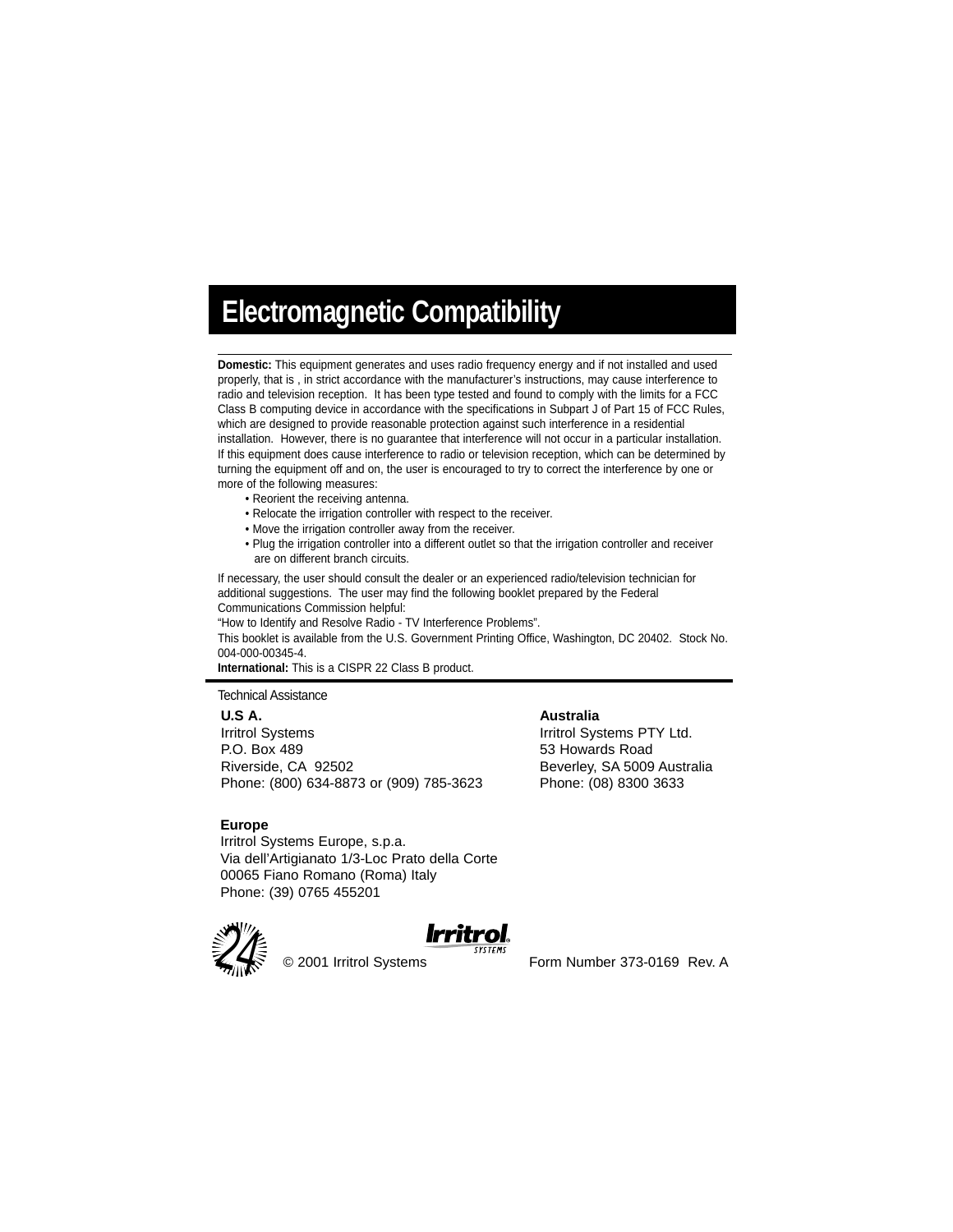# Electromagnetic Compatibility

**Domestic:** This equipment generates and uses radio frequency energy and if not installed and used properly, that is , in strict accordance with the manufacturer's instructions, may cause interference to radio and television reception. It has been type tested and found to comply with the limits for a FCC Class B computing device in accordance with the specifications in Subpart J of Part 15 of FCC Rules, which are designed to provide reasonable protection against such interference in a residential installation. However, there is no guarantee that interference will not occur in a particular installation. If this equipment does cause interference to radio or television reception, which can be determined by turning the equipment off and on, the user is encouraged to try to correct the interference by one or more of the following measures:

- Reorient the receiving antenna.
- Relocate the irrigation controller with respect to the receiver.
- Move the irrigation controller away from the receiver.
- Plug the irrigation controller into a different outlet so that the irrigation controller and receiver are on different branch circuits.

If necessary, the user should consult the dealer or an experienced radio/television technician for additional suggestions. The user may find the following booklet prepared by the Federal Communications Commission helpful:
"How to Identify and Resolve Radio - TV Interference Problems".
This booklet is available from the U.S. Government Printing Office, Washington, DC 20402. Stock No. 004-000-00345-4.
**International:** This is a CISPR 22 Class B product.

Technical Assistance

**U.S A.**
Irritrol Systems
P.O. Box 489
Riverside, CA 92502
Phone: (800) 634-8873 or (909) 785-3623

**Australia**
Irritrol Systems PTY Ltd.
53 Howards Road
Beverley, SA 5009 Australia
Phone: (08) 8300 3633

**Europe**
Irritrol Systems Europe, s.p.a.
Via dell'Artigianato 1/3-Loc Prato della Corte
00065 Fiano Romano (Roma) Italy
Phone: (39) 0765 455201

Irritrol SYSTEMS

© 2001 Irritrol Systems Form Number 373-0169 Rev. A